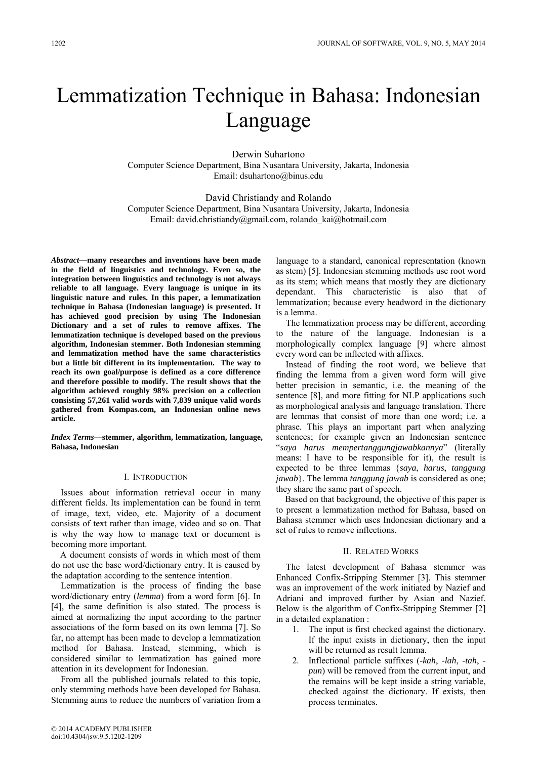# Lemmatization Technique in Bahasa: Indonesian Language

Derwin Suhartono
Computer Science Department, Bina Nusantara University, Jakarta, Indonesia
Email: dsuhartono@binus.edu

David Christiandy and Rolando
Computer Science Department, Bina Nusantara University, Jakarta, Indonesia
Email: david.christiandy@gmail.com, rolando_kai@hotmail.com

***Abstract*—many researches and inventions have been made in the field of linguistics and technology. Even so, the integration between linguistics and technology is not always reliable to all language. Every language is unique in its linguistic nature and rules. In this paper, a lemmatization technique in Bahasa (Indonesian language) is presented. It has achieved good precision by using The Indonesian Dictionary and a set of rules to remove affixes. The lemmatization technique is developed based on the previous algorithm, Indonesian stemmer. Both Indonesian stemming and lemmatization method have the same characteristics but a little bit different in its implementation. The way to reach its own goal/purpose is defined as a core difference and therefore possible to modify. The result shows that the algorithm achieved roughly 98% precision on a collection consisting 57,261 valid words with 7,839 unique valid words gathered from Kompas.com, an Indonesian online news article.**

***Index Terms*—stemmer, algorithm, lemmatization, language, Bahasa, Indonesian**

## I. Introduction

Issues about information retrieval occur in many different fields. Its implementation can be found in term of image, text, video, etc. Majority of a document consists of text rather than image, video and so on. That is why the way how to manage text or document is becoming more important.

A document consists of words in which most of them do not use the base word/dictionary entry. It is caused by the adaptation according to the sentence intention.

Lemmatization is the process of finding the base word/dictionary entry (*lemma*) from a word form [6]. In [4], the same definition is also stated. The process is aimed at normalizing the input according to the partner associations of the form based on its own lemma [7]. So far, no attempt has been made to develop a lemmatization method for Bahasa. Instead, stemming, which is considered similar to lemmatization has gained more attention in its development for Indonesian.

From all the published journals related to this topic, only stemming methods have been developed for Bahasa. Stemming aims to reduce the numbers of variation from a language to a standard, canonical representation (known as stem) [5]. Indonesian stemming methods use root word as its stem; which means that mostly they are dictionary dependant. This characteristic is also that of lemmatization; because every headword in the dictionary is a lemma.

The lemmatization process may be different, according to the nature of the language. Indonesian is a morphologically complex language [9] where almost every word can be inflected with affixes.

Instead of finding the root word, we believe that finding the lemma from a given word form will give better precision in semantic, i.e. the meaning of the sentence [8], and more fitting for NLP applications such as morphological analysis and language translation. There are lemmas that consist of more than one word; i.e. a phrase. This plays an important part when analyzing sentences; for example given an Indonesian sentence "*saya harus mempertanggungjawabkannya*" (literally means: I have to be responsible for it), the result is expected to be three lemmas {*saya*, *harus*, *tanggung jawab*}. The lemma *tanggung jawab* is considered as one; they share the same part of speech.

Based on that background, the objective of this paper is to present a lemmatization method for Bahasa, based on Bahasa stemmer which uses Indonesian dictionary and a set of rules to remove inflections.

## II. Related Works

The latest development of Bahasa stemmer was Enhanced Confix-Stripping Stemmer [3]. This stemmer was an improvement of the work initiated by Nazief and Adriani and improved further by Asian and Nazief. Below is the algorithm of Confix-Stripping Stemmer [2] in a detailed explanation :

1. The input is first checked against the dictionary. If the input exists in dictionary, then the input will be returned as result lemma.
2. Inflectional particle suffixes (*-kah*, *-lah*, *-tah*, *-pun*) will be removed from the current input, and the remains will be kept inside a string variable, checked against the dictionary. If exists, then process terminates.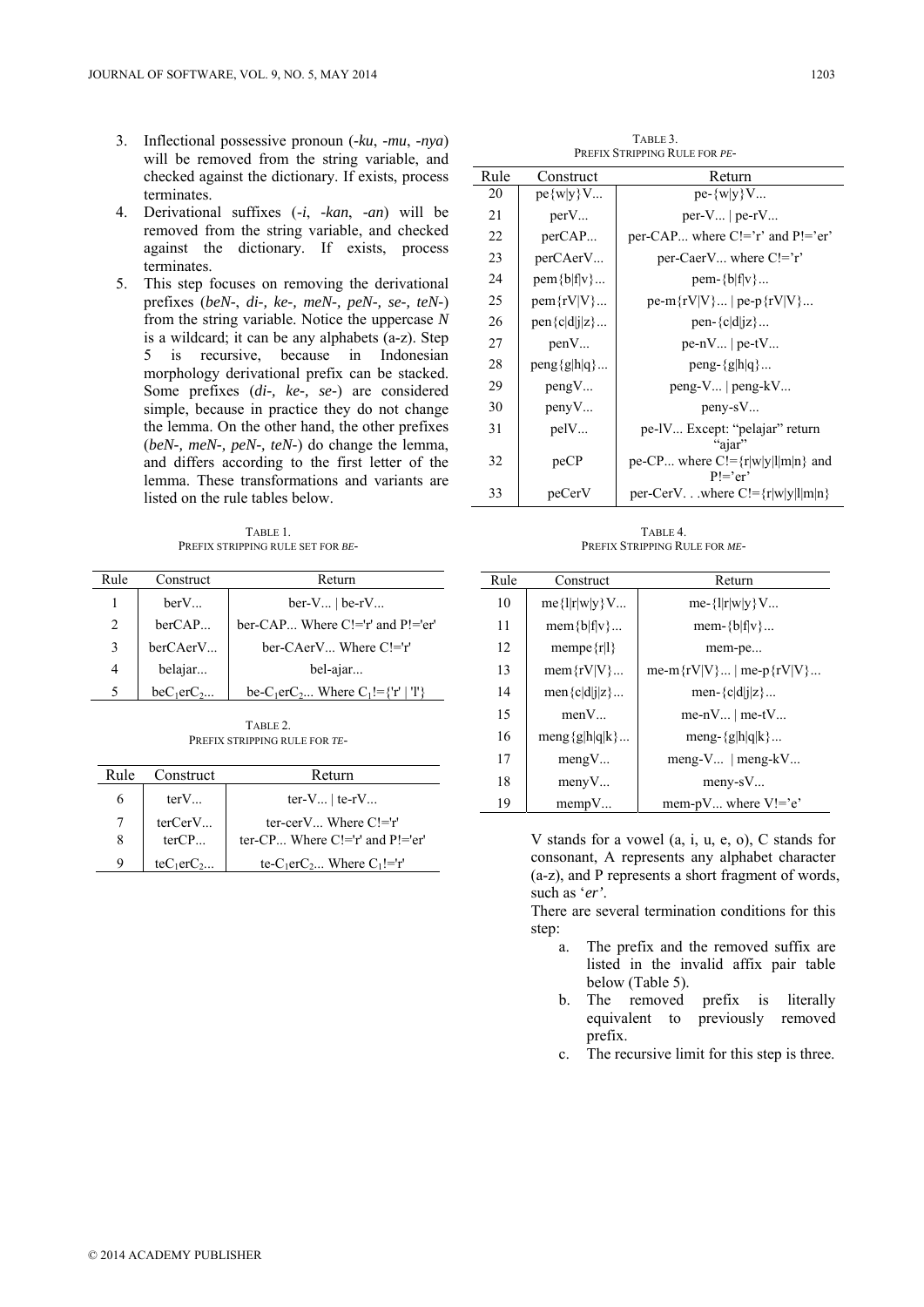3. Inflectional possessive pronoun (*-ku*, *-mu*, *-nya*) will be removed from the string variable, and checked against the dictionary. If exists, process terminates.
4. Derivational suffixes (*-i*, *-kan*, *-an*) will be removed from the string variable, and checked against the dictionary. If exists, process terminates.
5. This step focuses on removing the derivational prefixes (*beN-*, *di-*, *ke-*, *meN-*, *peN-*, *se-*, *teN-*) from the string variable. Notice the uppercase *N* is a wildcard; it can be any alphabets (a-z). Step 5 is recursive, because in Indonesian morphology derivational prefix can be stacked. Some prefixes (*di-*, *ke-*, *se-*) are considered simple, because in practice they do not change the lemma. On the other hand, the other prefixes (*beN-*, *meN-*, *peN-*, *teN-*) do change the lemma, and differs according to the first letter of the lemma. These transformations and variants are listed on the rule tables below.

TABLE 1.
PREFIX STRIPPING RULE SET FOR *BE*-

| Rule | Construct | Return |
|---|---|---|
| 1 | berV... | ber-V... \| be-rV... |
| 2 | berCAP... | ber-CAP... Where C!='r' and P!='er' |
| 3 | berCAerV... | ber-CAerV... Where C!='r' |
| 4 | belajar... | bel-ajar... |
| 5 | be$C_1$er$C_2$... | be-$C_1$er$C_2$... Where $C_1$!={'r' \| 'l'} |

TABLE 2.
PREFIX STRIPPING RULE FOR *TE*-

| Rule | Construct | Return |
|---|---|---|
| 6 | terV... | ter-V... \| te-rV... |
| 7 | terCerV... | ter-cerV... Where C!='r' |
| 8 | terCP... | ter-CP... Where C!='r' and P!='er' |
| 9 | te$C_1$er$C_2$... | te-$C_1$er$C_2$... Where $C_1$!='r' |

TABLE 3.
PREFIX STRIPPING RULE FOR *PE*-

| Rule | Construct | Return |
|---|---|---|
| 20 | pe{w\|y}V... | pe-{w\|y}V... |
| 21 | perV... | per-V... \| pe-rV... |
| 22 | perCAP... | per-CAP... where C!='r' and P!='er' |
| 23 | perCAerV... | per-CaerV... where C!='r' |
| 24 | pem{b\|f\|v}... | pem-{b\|f\|v}... |
| 25 | pem{rV\|V}... | pe-m{rV\|V}... \| pe-p{rV\|V}... |
| 26 | pen{c\|d\|j\|z}... | pen-{c\|d\|j\|z}... |
| 27 | penV... | pe-nV... \| pe-tV... |
| 28 | peng{g\|h\|q}... | peng-{g\|h\|q}... |
| 29 | pengV... | peng-V... \| peng-kV... |
| 30 | penyV... | peny-sV... |
| 31 | pelV... | pe-lV... Except: "pelajar" return "ajar" |
| 32 | peCP | pe-CP... where C!={r\|w\|y\|l\|m\|n} and P!='er' |
| 33 | peCerV | per-CerV. . .where C!={r\|w\|y\|l\|m\|n} |

TABLE 4.
PREFIX STRIPPING RULE FOR *ME*-

| Rule | Construct | Return |
|---|---|---|
| 10 | me{l\|r\|w\|y}V... | me-{l\|r\|w\|y}V... |
| 11 | mem{b\|f\|v}... | mem-{b\|f\|v}... |
| 12 | mempe{r\|l} | mem-pe... |
| 13 | mem{rV\|V}... | me-m{rV\|V}... \| me-p{rV\|V}... |
| 14 | men{c\|d\|j\|z}... | men-{c\|d\|j\|z}... |
| 15 | menV... | me-nV... \| me-tV... |
| 16 | meng{g\|h\|q\|k}... | meng-{g\|h\|q\|k}... |
| 17 | mengV... | meng-V... \| meng-kV... |
| 18 | menyV... | meny-sV... |
| 19 | mempV... | mem-pV... where V!='e' |

V stands for a vowel (a, i, u, e, o), C stands for consonant, A represents any alphabet character (a-z), and P represents a short fragment of words, such as '*er'*.

There are several termination conditions for this step:

a. The prefix and the removed suffix are listed in the invalid affix pair table below (Table 5).
b. The removed prefix is literally equivalent to previously removed prefix.
c. The recursive limit for this step is three.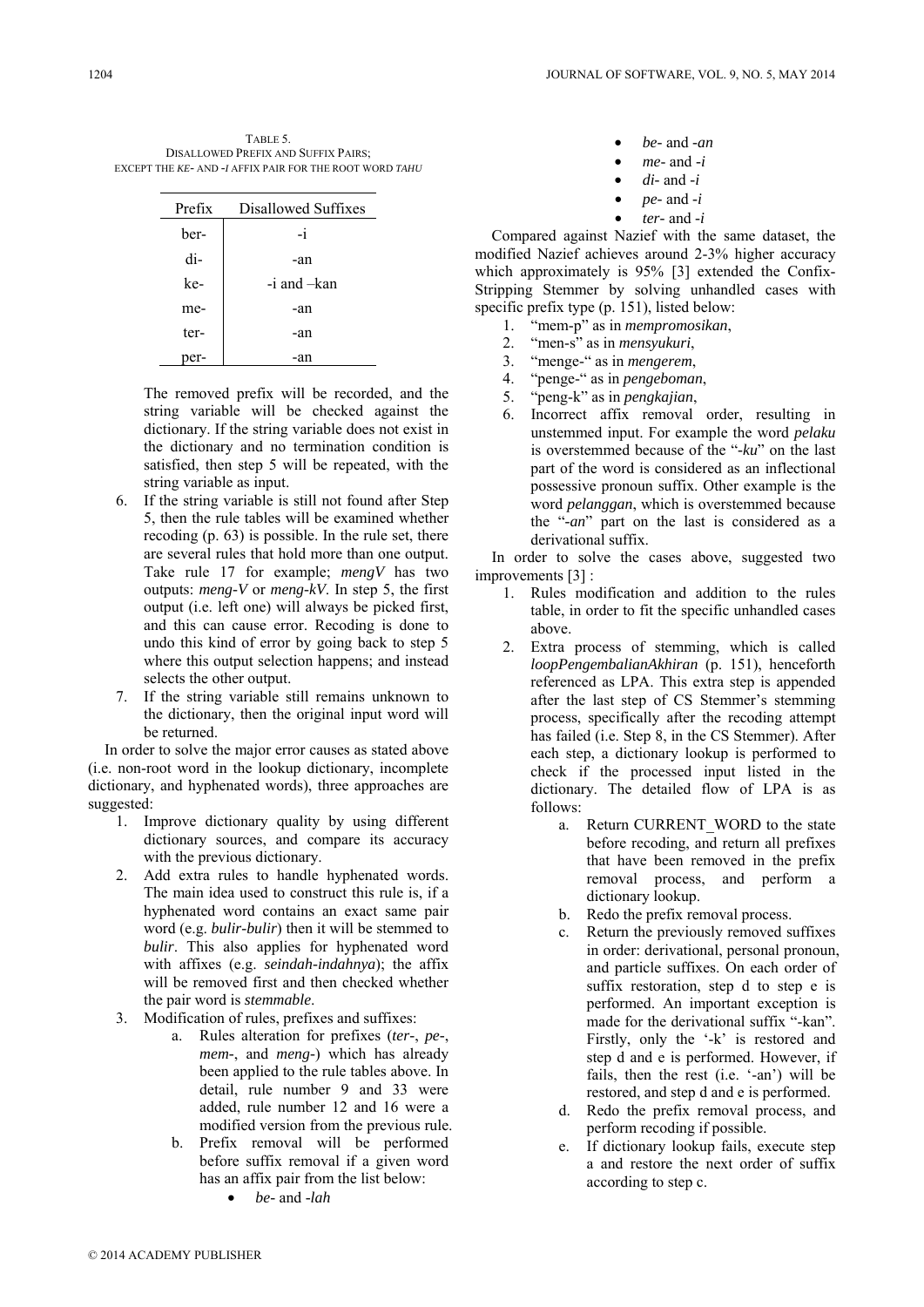TABLE 5.
DISALLOWED PREFIX AND SUFFIX PAIRS;
EXCEPT THE *KE-* AND *-I* AFFIX PAIR FOR THE ROOT WORD *TAHU*

| Prefix | Disallowed Suffixes |
|---|---|
| ber- | -i |
| di- | -an |
| ke- | -i and –kan |
| me- | -an |
| ter- | -an |
| per- | -an |

The removed prefix will be recorded, and the string variable will be checked against the dictionary. If the string variable does not exist in the dictionary and no termination condition is satisfied, then step 5 will be repeated, with the string variable as input.

6. If the string variable is still not found after Step 5, then the rule tables will be examined whether recoding (p. 63) is possible. In the rule set, there are several rules that hold more than one output. Take rule 17 for example; *mengV* has two outputs: *meng-V* or *meng-kV*. In step 5, the first output (i.e. left one) will always be picked first, and this can cause error. Recoding is done to undo this kind of error by going back to step 5 where this output selection happens; and instead selects the other output.
7. If the string variable still remains unknown to the dictionary, then the original input word will be returned.

In order to solve the major error causes as stated above (i.e. non-root word in the lookup dictionary, incomplete dictionary, and hyphenated words), three approaches are suggested:

1. Improve dictionary quality by using different dictionary sources, and compare its accuracy with the previous dictionary.
2. Add extra rules to handle hyphenated words. The main idea used to construct this rule is, if a hyphenated word contains an exact same pair word (e.g. *bulir-bulir*) then it will be stemmed to *bulir*. This also applies for hyphenated word with affixes (e.g. *seindah-indahnya*); the affix will be removed first and then checked whether the pair word is *stemmable*.
3. Modification of rules, prefixes and suffixes:
    a. Rules alteration for prefixes (*ter-*, *pe-*, *mem-*, and *meng-*) which has already been applied to the rule tables above. In detail, rule number 9 and 33 were added, rule number 12 and 16 were a modified version from the previous rule.
    b. Prefix removal will be performed before suffix removal if a given word has an affix pair from the list below:
        - *be-* and *-lah*
        - *be-* and *-an*
        - *me-* and *-i*
        - *di-* and *-i*
        - *pe-* and *-i*
        - *ter-* and *-i*

Compared against Nazief with the same dataset, the modified Nazief achieves around 2-3% higher accuracy which approximately is 95% [3] extended the Confix-Stripping Stemmer by solving unhandled cases with specific prefix type (p. 151), listed below:

1. "mem-p" as in *mempromosikan*,
2. "men-s" as in *mensyukuri*,
3. "menge-" as in *mengerem*,
4. "penge-" as in *pengeboman*,
5. "peng-k" as in *pengkajian*,
6. Incorrect affix removal order, resulting in unstemmed input. For example the word *pelaku* is overstemmed because of the "*-ku*" on the last part of the word is considered as an inflectional possessive pronoun suffix. Other example is the word *pelanggan*, which is overstemmed because the "*-an*" part on the last is considered as a derivational suffix.

In order to solve the cases above, suggested two improvements [3] :

1. Rules modification and addition to the rules table, in order to fit the specific unhandled cases above.
2. Extra process of stemming, which is called *loopPengembalianAkhiran* (p. 151), henceforth referenced as LPA. This extra step is appended after the last step of CS Stemmer's stemming process, specifically after the recoding attempt has failed (i.e. Step 8, in the CS Stemmer). After each step, a dictionary lookup is performed to check if the processed input listed in the dictionary. The detailed flow of LPA is as follows:
    a. Return CURRENT_WORD to the state before recoding, and return all prefixes that have been removed in the prefix removal process, and perform a dictionary lookup.
    b. Redo the prefix removal process.
    c. Return the previously removed suffixes in order: derivational, personal pronoun, and particle suffixes. On each order of suffix restoration, step d to step e is performed. An important exception is made for the derivational suffix "-kan". Firstly, only the '-k' is restored and step d and e is performed. However, if fails, then the rest (i.e. '-an') will be restored, and step d and e is performed.
    d. Redo the prefix removal process, and perform recoding if possible.
    e. If dictionary lookup fails, execute step a and restore the next order of suffix according to step c.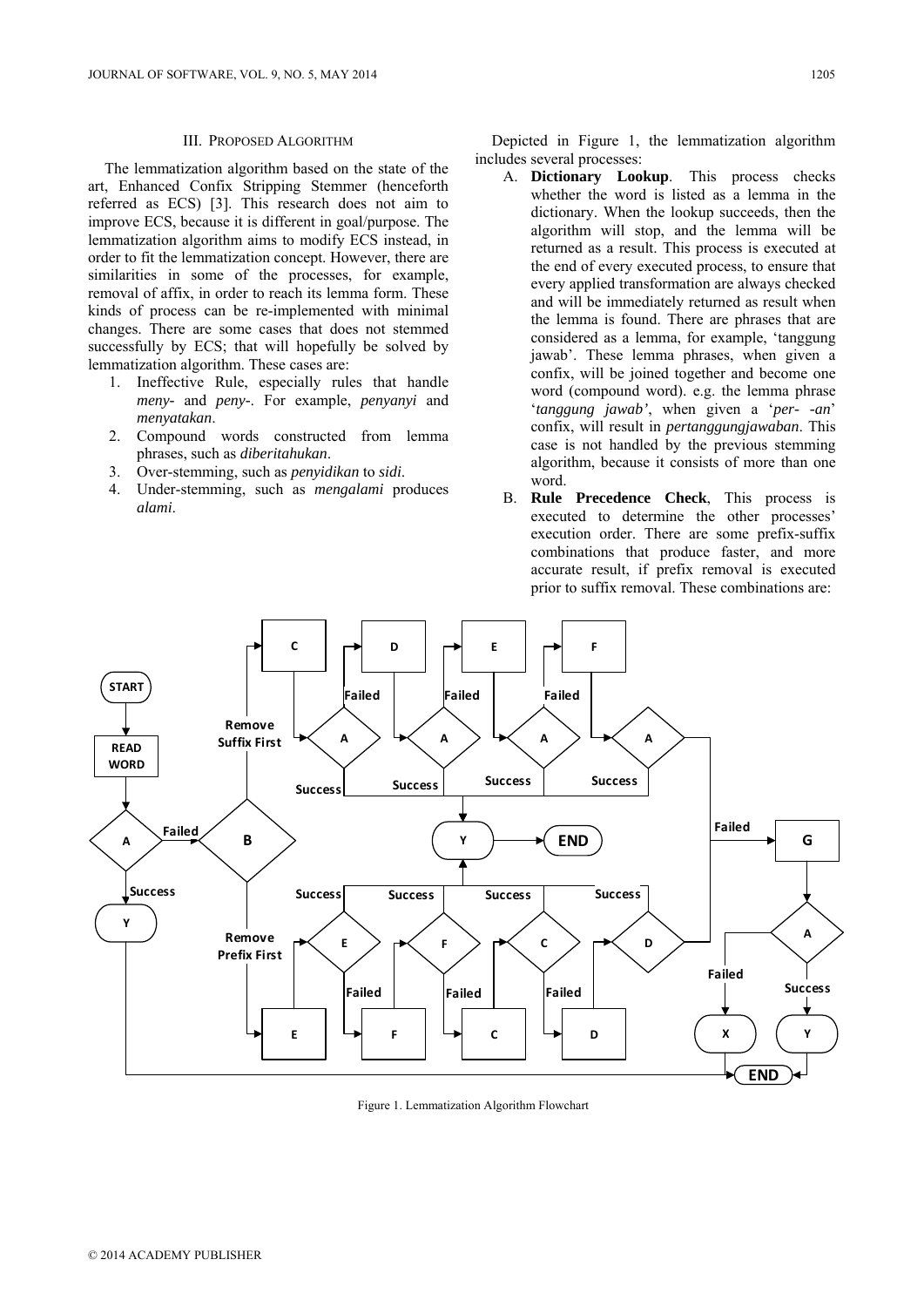## III. Proposed Algorithm

The lemmatization algorithm based on the state of the art, Enhanced Confix Stripping Stemmer (henceforth referred as ECS) [3]. This research does not aim to improve ECS, because it is different in goal/purpose. The lemmatization algorithm aims to modify ECS instead, in order to fit the lemmatization concept. However, there are similarities in some of the processes, for example, removal of affix, in order to reach its lemma form. These kinds of process can be re-implemented with minimal changes. There are some cases that does not stemmed successfully by ECS; that will hopefully be solved by lemmatization algorithm. These cases are:

1. Ineffective Rule, especially rules that handle *meny-* and *peny-*. For example, *penyanyi* and *menyatakan*.
2. Compound words constructed from lemma phrases, such as *diberitahukan*.
3. Over-stemming, such as *penyidikan* to *sidi*.
4. Under-stemming, such as *mengalami* produces *alami*.

Depicted in Figure 1, the lemmatization algorithm includes several processes:

A. **Dictionary Lookup**. This process checks whether the word is listed as a lemma in the dictionary. When the lookup succeeds, then the algorithm will stop, and the lemma will be returned as a result. This process is executed at the end of every executed process, to ensure that every applied transformation are always checked and will be immediately returned as result when the lemma is found. There are phrases that are considered as a lemma, for example, 'tanggung jawab'. These lemma phrases, when given a confix, will be joined together and become one word (compound word). e.g. the lemma phrase '*tanggung jawab'*, when given a '*per- -an*' confix, will result in *pertanggungjawaban*. This case is not handled by the previous stemming algorithm, because it consists of more than one word.

B. **Rule Precedence Check**, This process is executed to determine the other processes' execution order. There are some prefix-suffix combinations that produce faster, and more accurate result, if prefix removal is executed prior to suffix removal. These combinations are:

Figure 1. Lemmatization Algorithm Flowchart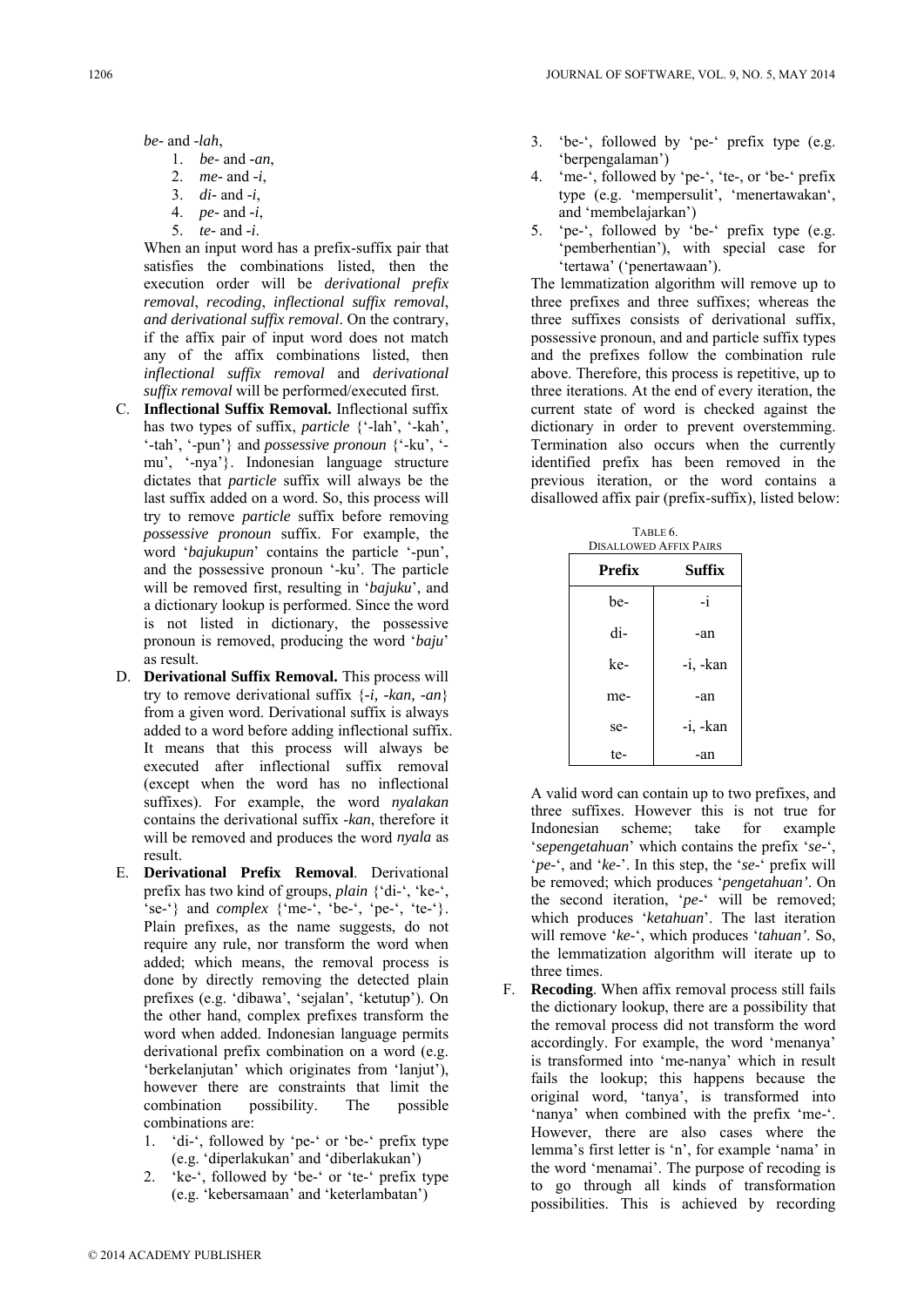*be-* and *-lah*,

1. *be-* and *-an*,
2. *me-* and *-i*,
3. *di-* and *-i*,
4. *pe-* and *-i*,
5. *te-* and *-i*.

When an input word has a prefix-suffix pair that satisfies the combinations listed, then the execution order will be *derivational prefix removal*, *recoding*, *inflectional suffix removal*, *and derivational suffix removal*. On the contrary, if the affix pair of input word does not match any of the affix combinations listed, then *inflectional suffix removal* and *derivational suffix removal* will be performed/executed first.

C. **Inflectional Suffix Removal.** Inflectional suffix has two types of suffix, *particle* {'-lah', '-kah', '-tah', '-pun'} and *possessive pronoun* {'-ku', '-mu', '-nya'}. Indonesian language structure dictates that *particle* suffix will always be the last suffix added on a word. So, this process will try to remove *particle* suffix before removing *possessive pronoun* suffix. For example, the word '*bajukupun*' contains the particle '-pun', and the possessive pronoun '-ku'. The particle will be removed first, resulting in '*bajuku*', and a dictionary lookup is performed. Since the word is not listed in dictionary, the possessive pronoun is removed, producing the word '*baju*' as result.

D. **Derivational Suffix Removal.** This process will try to remove derivational suffix {*-i, -kan, -an*} from a given word. Derivational suffix is always added to a word before adding inflectional suffix. It means that this process will always be executed after inflectional suffix removal (except when the word has no inflectional suffixes). For example, the word *nyalakan* contains the derivational suffix *-kan*, therefore it will be removed and produces the word *nyala* as result.

E. **Derivational Prefix Removal**. Derivational prefix has two kind of groups, *plain* {'di-', 'ke-', 'se-'} and *complex* {'me-', 'be-', 'pe-', 'te-'}. Plain prefixes, as the name suggests, do not require any rule, nor transform the word when added; which means, the removal process is done by directly removing the detected plain prefixes (e.g. 'dibawa', 'sejalan', 'ketutup'). On the other hand, complex prefixes transform the word when added. Indonesian language permits derivational prefix combination on a word (e.g. 'berkelanjutan' which originates from 'lanjut'), however there are constraints that limit the combination possibility. The possible combinations are:

1. 'di-', followed by 'pe-' or 'be-' prefix type (e.g. 'diperlakukan' and 'diberlakukan')
2. 'ke-', followed by 'be-' or 'te-' prefix type (e.g. 'kebersamaan' and 'keterlambatan')
3. 'be-', followed by 'pe-' prefix type (e.g. 'berpengalaman')
4. 'me-', followed by 'pe-', 'te-, or 'be-' prefix type (e.g. 'mempersulit', 'menertawakan', and 'membelajarkan')
5. 'pe-', followed by 'be-' prefix type (e.g. 'pemberhentian'), with special case for 'tertawa' ('penertawaan').

The lemmatization algorithm will remove up to three prefixes and three suffixes; whereas the three suffixes consists of derivational suffix, possessive pronoun, and and particle suffix types and the prefixes follow the combination rule above. Therefore, this process is repetitive, up to three iterations. At the end of every iteration, the current state of word is checked against the dictionary in order to prevent overstemming. Termination also occurs when the currently identified prefix has been removed in the previous iteration, or the word contains a disallowed affix pair (prefix-suffix), listed below:

TABLE 6.
DISALLOWED AFFIX PAIRS

| Prefix | Suffix |
|---|---|
| be- | -i |
| di- | -an |
| ke- | -i, -kan |
| me- | -an |
| se- | -i, -kan |
| te- | -an |

A valid word can contain up to two prefixes, and three suffixes. However this is not true for Indonesian scheme; take for example '*sepengetahuan*' which contains the prefix '*se*-', '*pe*-', and '*ke*-'. In this step, the '*se*-' prefix will be removed; which produces '*pengetahuan'*. On the second iteration, '*pe*-' will be removed; which produces '*ketahuan*'. The last iteration will remove '*ke*-', which produces '*tahuan'*. So, the lemmatization algorithm will iterate up to three times.

F. **Recoding**. When affix removal process still fails the dictionary lookup, there are a possibility that the removal process did not transform the word accordingly. For example, the word 'menanya' is transformed into 'me-nanya' which in result fails the lookup; this happens because the original word, 'tanya', is transformed into 'nanya' when combined with the prefix 'me-'. However, there are also cases where the lemma's first letter is 'n', for example 'nama' in the word 'menamai'. The purpose of recoding is to go through all kinds of transformation possibilities. This is achieved by recording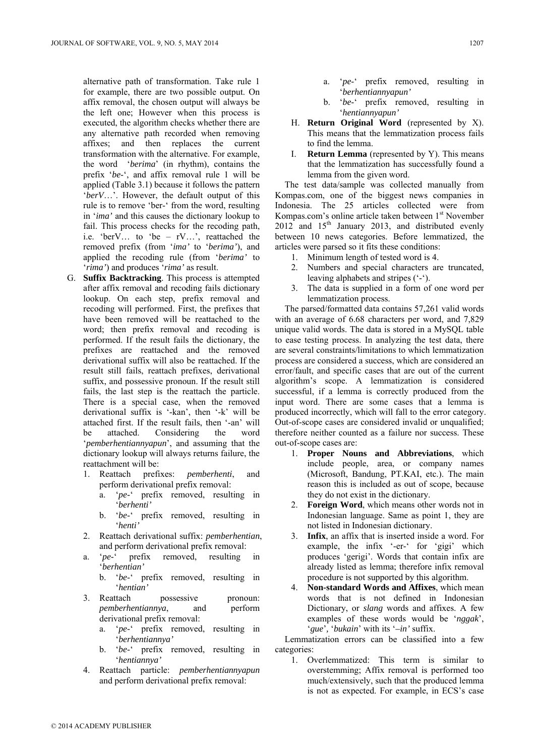alternative path of transformation. Take rule 1 for example, there are two possible output. On affix removal, the chosen output will always be the left one; However when this process is executed, the algorithm checks whether there are any alternative path recorded when removing affixes; and then replaces the current transformation with the alternative. For example, the word '*berima*' (in rhythm), contains the prefix '*be-*', and affix removal rule 1 will be applied (Table 3.1) because it follows the pattern '*berV*…'. However, the default output of this rule is to remove 'ber-' from the word, resulting in '*ima'* and this causes the dictionary lookup to fail. This process checks for the recoding path, i.e. 'berV… to 'be – rV…', reattached the removed prefix (from '*ima'* to '*berima'*), and applied the recoding rule (from '*berima'* to '*rima'*) and produces '*rima'* as result.

G. **Suffix Backtracking**. This process is attempted after affix removal and recoding fails dictionary lookup. On each step, prefix removal and recoding will performed. First, the prefixes that have been removed will be reattached to the word; then prefix removal and recoding is performed. If the result fails the dictionary, the prefixes are reattached and the removed derivational suffix will also be reattached. If the result still fails, reattach prefixes, derivational suffix, and possessive pronoun. If the result still fails, the last step is the reattach the particle. There is a special case, when the removed derivational suffix is '-kan', then '-k' will be attached first. If the result fails, then '-an' will be attached. Considering the word '*pemberhentiannyapun*', and assuming that the dictionary lookup will always returns failure, the reattachment will be:
   1. Reattach prefixes: *pemberhenti*, and perform derivational prefix removal:
      a. '*pe-*' prefix removed, resulting in '*berhenti'*
      b. '*be-*' prefix removed, resulting in '*henti'*
   2. Reattach derivational suffix: *pemberhentian*, and perform derivational prefix removal:
      a. '*pe-*' prefix removed, resulting in '*berhentian'*
      b. '*be-*' prefix removed, resulting in '*hentian'*
   3. Reattach possessive pronoun: *pemberhentiannya*, and perform derivational prefix removal:
      a. '*pe-*' prefix removed, resulting in '*berhentiannya'*
      b. '*be-*' prefix removed, resulting in '*hentiannya'*
   4. Reattach particle: *pemberhentiannyapun* and perform derivational prefix removal:
      a. '*pe-*' prefix removed, resulting in '*berhentiannyapun'*
      b. '*be-*' prefix removed, resulting in '*hentiannyapun'*

H. **Return Original Word** (represented by X). This means that the lemmatization process fails to find the lemma.

I. **Return Lemma** (represented by Y). This means that the lemmatization has successfully found a lemma from the given word.

The test data/sample was collected manually from Kompas.com, one of the biggest news companies in Indonesia. The 25 articles collected were from Kompas.com's online article taken between 1st November 2012 and 15th January 2013, and distributed evenly between 10 news categories. Before lemmatized, the articles were parsed so it fits these conditions:

1. Minimum length of tested word is 4.
2. Numbers and special characters are truncated, leaving alphabets and stripes ('-').
3. The data is supplied in a form of one word per lemmatization process.

The parsed/formatted data contains 57,261 valid words with an average of 6.68 characters per word, and 7,829 unique valid words. The data is stored in a MySQL table to ease testing process. In analyzing the test data, there are several constraints/limitations to which lemmatization process are considered a success, which are considered an error/fault, and specific cases that are out of the current algorithm's scope. A lemmatization is considered successful, if a lemma is correctly produced from the input word. There are some cases that a lemma is produced incorrectly, which will fall to the error category. Out-of-scope cases are considered invalid or unqualified; therefore neither counted as a failure nor success. These out-of-scope cases are:

1. **Proper Nouns and Abbreviations**, which include people, area, or company names (Microsoft, Bandung, PT.KAI, etc.). The main reason this is included as out of scope, because they do not exist in the dictionary.
2. **Foreign Word**, which means other words not in Indonesian language. Same as point 1, they are not listed in Indonesian dictionary.
3. **Infix**, an affix that is inserted inside a word. For example, the infix '-er-' for 'gigi' which produces 'gerigi'. Words that contain infix are already listed as lemma; therefore infix removal procedure is not supported by this algorithm.
4. **Non-standard Words and Affixes**, which mean words that is not defined in Indonesian Dictionary, or *slang* words and affixes. A few examples of these words would be '*nggak*', '*gue*', '*bukain*' with its '*–in'* suffix.

Lemmatization errors can be classified into a few categories:

1. Overlemmatized: This term is similar to overstemming; Affix removal is performed too much/extensively, such that the produced lemma is not as expected. For example, in ECS's case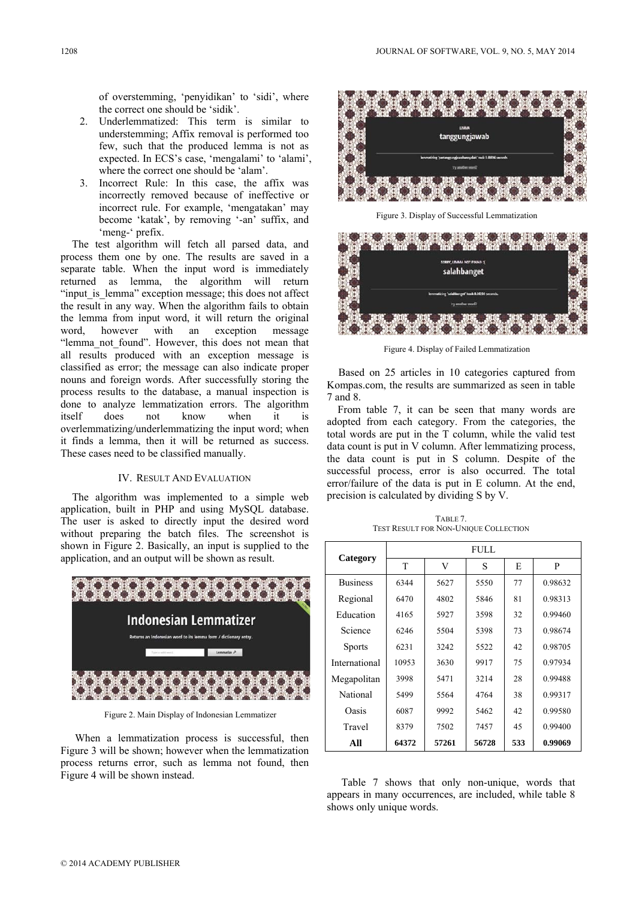of overstemming, 'penyidikan' to 'sidi', where the correct one should be 'sidik'.

2. Underlemmatized: This term is similar to understemming; Affix removal is performed too few, such that the produced lemma is not as expected. In ECS's case, 'mengalami' to 'alami', where the correct one should be 'alam'.
3. Incorrect Rule: In this case, the affix was incorrectly removed because of ineffective or incorrect rule. For example, 'mengatakan' may become 'katak', by removing '-an' suffix, and 'meng-' prefix.

The test algorithm will fetch all parsed data, and process them one by one. The results are saved in a separate table. When the input word is immediately returned as lemma, the algorithm will return "input_is_lemma" exception message; this does not affect the result in any way. When the algorithm fails to obtain the lemma from input word, it will return the original word, however with an exception message "lemma_not_found". However, this does not mean that all results produced with an exception message is classified as error; the message can also indicate proper nouns and foreign words. After successfully storing the process results to the database, a manual inspection is done to analyze lemmatization errors. The algorithm itself does not know when it is overlemmatizing/underlemmatizing the input word; when it finds a lemma, then it will be returned as success. These cases need to be classified manually.

## IV. Result And Evaluation

The algorithm was implemented to a simple web application, built in PHP and using MySQL database. The user is asked to directly input the desired word without preparing the batch files. The screenshot is shown in Figure 2. Basically, an input is supplied to the application, and an output will be shown as result.

Figure 2. Main Display of Indonesian Lemmatizer

When a lemmatization process is successful, then Figure 3 will be shown; however when the lemmatization process returns error, such as lemma not found, then Figure 4 will be shown instead.

Figure 3. Display of Successful Lemmatization

Figure 4. Display of Failed Lemmatization

Based on 25 articles in 10 categories captured from Kompas.com, the results are summarized as seen in table 7 and 8.

From table 7, it can be seen that many words are adopted from each category. From the categories, the total words are put in the T column, while the valid test data count is put in V column. After lemmatizing process, the data count is put in S column. Despite of the successful process, error is also occurred. The total error/failure of the data is put in E column. At the end, precision is calculated by dividing S by V.

Table 7.
Test Result for Non-Unique Collection

| Category | FULL | | | | |
|---|---|---|---|---|---|
| | T | V | S | E | P |
| Business | 6344 | 5627 | 5550 | 77 | 0.98632 |
| Regional | 6470 | 4802 | 5846 | 81 | 0.98313 |
| Education | 4165 | 5927 | 3598 | 32 | 0.99460 |
| Science | 6246 | 5504 | 5398 | 73 | 0.98674 |
| Sports | 6231 | 3242 | 5522 | 42 | 0.98705 |
| International | 10953 | 3630 | 9917 | 75 | 0.97934 |
| Megapolitan | 3998 | 5471 | 3214 | 28 | 0.99488 |
| National | 5499 | 5564 | 4764 | 38 | 0.99317 |
| Oasis | 6087 | 9992 | 5462 | 42 | 0.99580 |
| Travel | 8379 | 7502 | 7457 | 45 | 0.99400 |
| **All** | **64372** | **57261** | **56728** | **533** | **0.99069** |

Table 7 shows that only non-unique, words that appears in many occurrences, are included, while table 8 shows only unique words.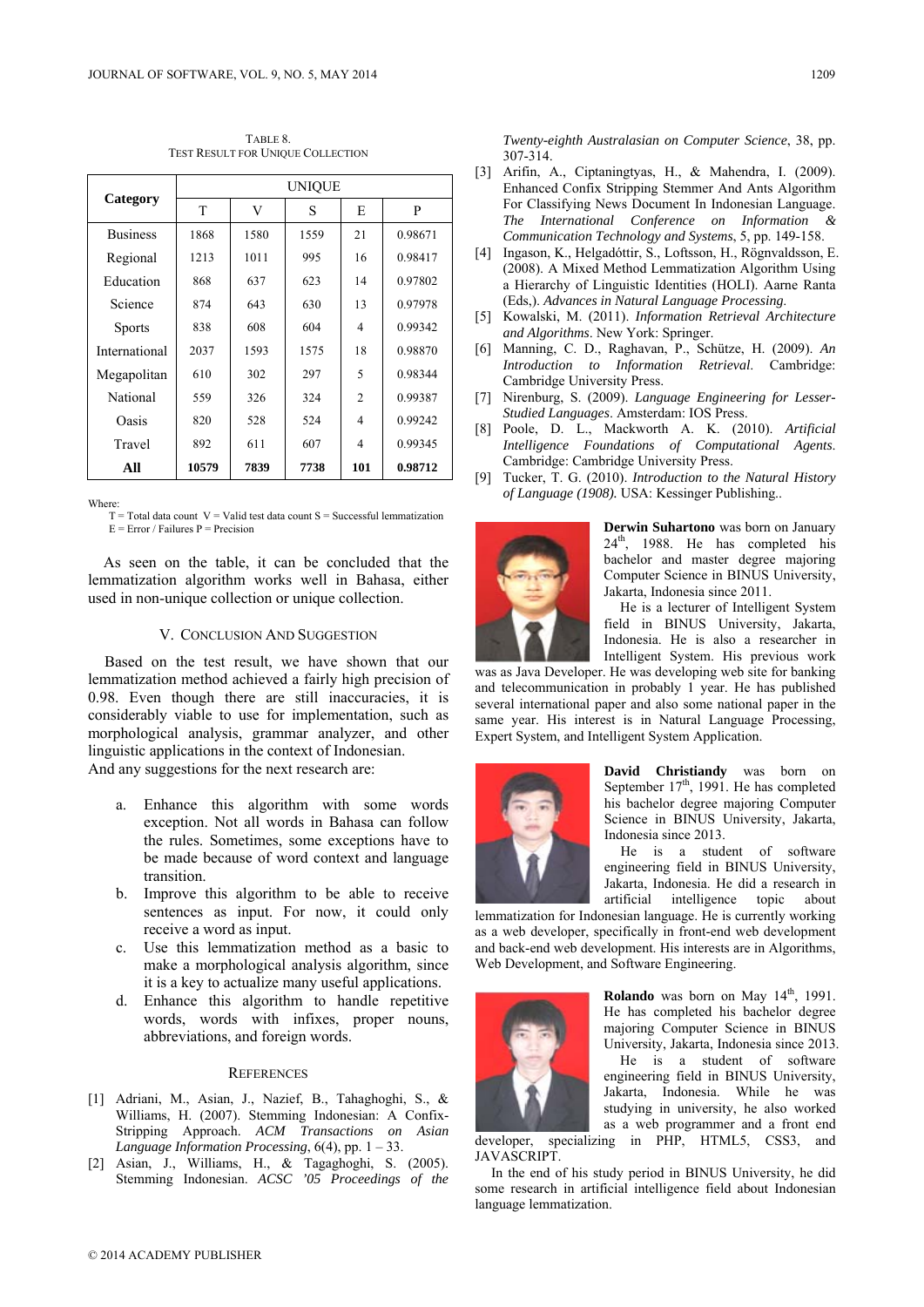TABLE 8.
TEST RESULT FOR UNIQUE COLLECTION

| Category | UNIQUE | | | | |
|---|---|---|---|---|---|
| | T | V | S | E | P |
| Business | 1868 | 1580 | 1559 | 21 | 0.98671 |
| Regional | 1213 | 1011 | 995 | 16 | 0.98417 |
| Education | 868 | 637 | 623 | 14 | 0.97802 |
| Science | 874 | 643 | 630 | 13 | 0.97978 |
| Sports | 838 | 608 | 604 | 4 | 0.99342 |
| International | 2037 | 1593 | 1575 | 18 | 0.98870 |
| Megapolitan | 610 | 302 | 297 | 5 | 0.98344 |
| National | 559 | 326 | 324 | 2 | 0.99387 |
| Oasis | 820 | 528 | 524 | 4 | 0.99242 |
| Travel | 892 | 611 | 607 | 4 | 0.99345 |
| **All** | **10579** | **7839** | **7738** | **101** | **0.98712** |

Where:
T = Total data count V = Valid test data count S = Successful lemmatization
E = Error / Failures P = Precision

As seen on the table, it can be concluded that the lemmatization algorithm works well in Bahasa, either used in non-unique collection or unique collection.

## V. CONCLUSION AND SUGGESTION

Based on the test result, we have shown that our lemmatization method achieved a fairly high precision of 0.98. Even though there are still inaccuracies, it is considerably viable to use for implementation, such as morphological analysis, grammar analyzer, and other linguistic applications in the context of Indonesian.
And any suggestions for the next research are:

a. Enhance this algorithm with some words exception. Not all words in Bahasa can follow the rules. Sometimes, some exceptions have to be made because of word context and language transition.
b. Improve this algorithm to be able to receive sentences as input. For now, it could only receive a word as input.
c. Use this lemmatization method as a basic to make a morphological analysis algorithm, since it is a key to actualize many useful applications.
d. Enhance this algorithm to handle repetitive words, words with infixes, proper nouns, abbreviations, and foreign words.

## REFERENCES

[1] Adriani, M., Asian, J., Nazief, B., Tahaghoghi, S., & Williams, H. (2007). Stemming Indonesian: A Confix-Stripping Approach. *ACM Transactions on Asian Language Information Processing*, 6(4), pp. 1 – 33.

[2] Asian, J., Williams, H., & Tagaghoghi, S. (2005). Stemming Indonesian. *ACSC '05 Proceedings of the Twenty-eighth Australasian on Computer Science*, 38, pp. 307-314.

[3] Arifin, A., Ciptaningtyas, H., & Mahendra, I. (2009). Enhanced Confix Stripping Stemmer And Ants Algorithm For Classifying News Document In Indonesian Language. *The International Conference on Information & Communication Technology and Systems*, 5, pp. 149-158.

[4] Ingason, K., Helgadóttir, S., Loftsson, H., Rögnvaldsson, E. (2008). A Mixed Method Lemmatization Algorithm Using a Hierarchy of Linguistic Identities (HOLI). Aarne Ranta (Eds,). *Advances in Natural Language Processing*.

[5] Kowalski, M. (2011). *Information Retrieval Architecture and Algorithms*. New York: Springer.

[6] Manning, C. D., Raghavan, P., Schütze, H. (2009). *An Introduction to Information Retrieval*. Cambridge: Cambridge University Press.

[7] Nirenburg, S. (2009). *Language Engineering for Lesser-Studied Languages*. Amsterdam: IOS Press.

[8] Poole, D. L., Mackworth A. K. (2010). *Artificial Intelligence Foundations of Computational Agents*. Cambridge: Cambridge University Press.

[9] Tucker, T. G. (2010). *Introduction to the Natural History of Language (1908).* USA: Kessinger Publishing..

**Derwin Suhartono** was born on January 24th, 1988. He has completed his bachelor and master degree majoring Computer Science in BINUS University, Jakarta, Indonesia since 2011.

He is a lecturer of Intelligent System field in BINUS University, Jakarta, Indonesia. He is also a researcher in Intelligent System. His previous work was as Java Developer. He was developing web site for banking and telecommunication in probably 1 year. He has published several international paper and also some national paper in the same year. His interest is in Natural Language Processing, Expert System, and Intelligent System Application.

**David Christiandy** was born on September 17th, 1991. He has completed his bachelor degree majoring Computer Science in BINUS University, Jakarta, Indonesia since 2013.

He is a student of software engineering field in BINUS University, Jakarta, Indonesia. He did a research in artificial intelligence topic about lemmatization for Indonesian language. He is currently working as a web developer, specifically in front-end web development and back-end web development. His interests are in Algorithms, Web Development, and Software Engineering.

**Rolando** was born on May 14th, 1991. He has completed his bachelor degree majoring Computer Science in BINUS University, Jakarta, Indonesia since 2013.

He is a student of software engineering field in BINUS University, Jakarta, Indonesia. While he was studying in university, he also worked as a web programmer and a front end developer, specializing in PHP, HTML5, CSS3, and JAVASCRIPT.

In the end of his study period in BINUS University, he did some research in artificial intelligence field about Indonesian language lemmatization.